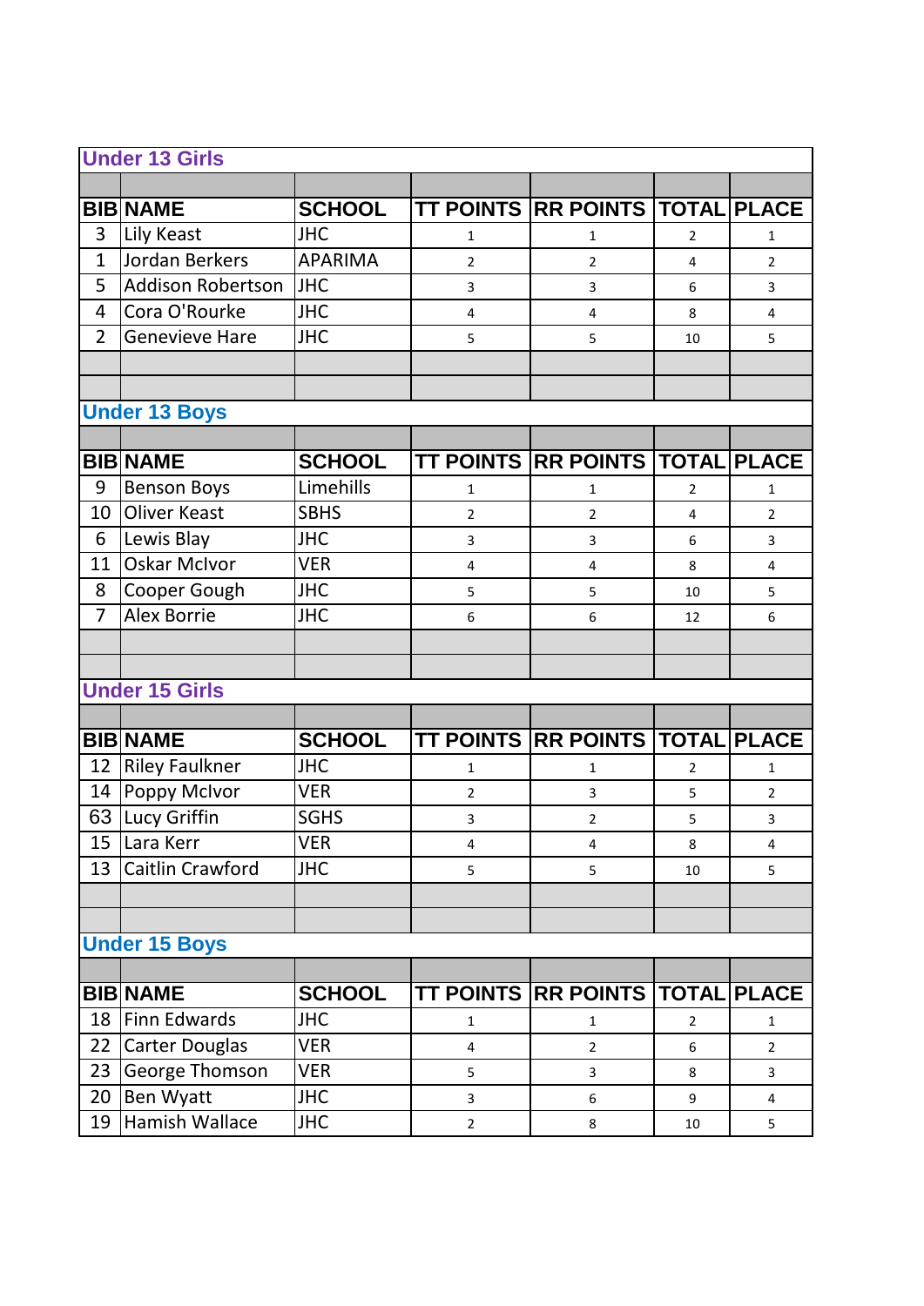## Under 13 Girls

| BIB | NAME | SCHOOL | TT POINTS | RR POINTS | TOTAL | PLACE |
|---|---|---|---|---|---|---|
| 3 | Lily Keast | JHC | 1 | 1 | 2 | 1 |
| 1 | Jordan Berkers | APARIMA | 2 | 2 | 4 | 2 |
| 5 | Addison Robertson | JHC | 3 | 3 | 6 | 3 |
| 4 | Cora O'Rourke | JHC | 4 | 4 | 8 | 4 |
| 2 | Genevieve Hare | JHC | 5 | 5 | 10 | 5 |

## Under 13 Boys

| BIB | NAME | SCHOOL | TT POINTS | RR POINTS | TOTAL | PLACE |
|---|---|---|---|---|---|---|
| 9 | Benson Boys | Limehills | 1 | 1 | 2 | 1 |
| 10 | Oliver Keast | SBHS | 2 | 2 | 4 | 2 |
| 6 | Lewis Blay | JHC | 3 | 3 | 6 | 3 |
| 11 | Oskar McIvor | VER | 4 | 4 | 8 | 4 |
| 8 | Cooper Gough | JHC | 5 | 5 | 10 | 5 |
| 7 | Alex Borrie | JHC | 6 | 6 | 12 | 6 |

## Under 15 Girls

| BIB | NAME | SCHOOL | TT POINTS | RR POINTS | TOTAL | PLACE |
|---|---|---|---|---|---|---|
| 12 | Riley Faulkner | JHC | 1 | 1 | 2 | 1 |
| 14 | Poppy McIvor | VER | 2 | 3 | 5 | 2 |
| 63 | Lucy Griffin | SGHS | 3 | 2 | 5 | 3 |
| 15 | Lara Kerr | VER | 4 | 4 | 8 | 4 |
| 13 | Caitlin Crawford | JHC | 5 | 5 | 10 | 5 |

## Under 15 Boys

| BIB | NAME | SCHOOL | TT POINTS | RR POINTS | TOTAL | PLACE |
|---|---|---|---|---|---|---|
| 18 | Finn Edwards | JHC | 1 | 1 | 2 | 1 |
| 22 | Carter Douglas | VER | 4 | 2 | 6 | 2 |
| 23 | George Thomson | VER | 5 | 3 | 8 | 3 |
| 20 | Ben Wyatt | JHC | 3 | 6 | 9 | 4 |
| 19 | Hamish Wallace | JHC | 2 | 8 | 10 | 5 |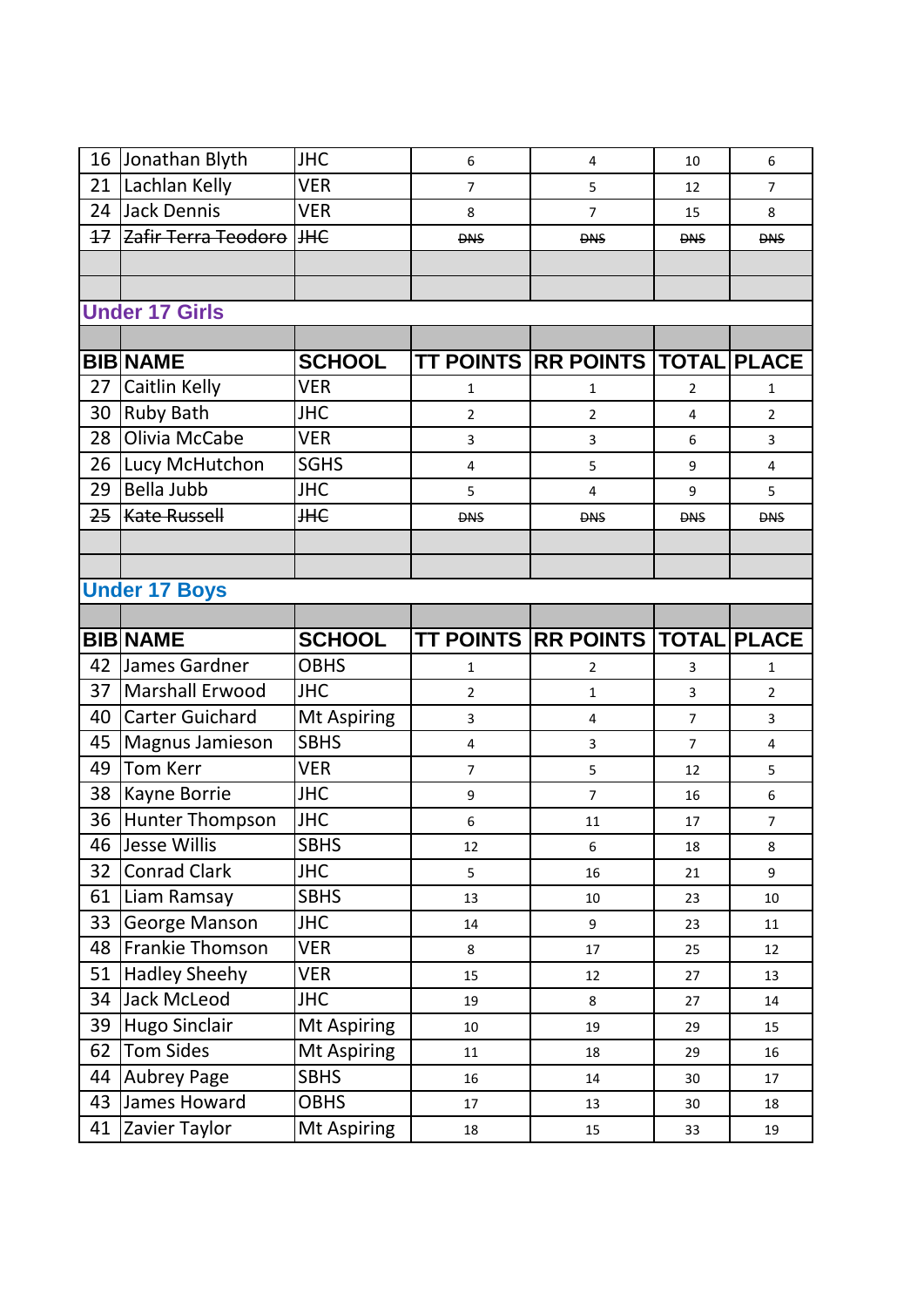| | | | | | | |
|---|---|---|---|---|---|---|
| 16 | Jonathan Blyth | JHC | 6 | 4 | 10 | 6 |
| 21 | Lachlan Kelly | VER | 7 | 5 | 12 | 7 |
| 24 | Jack Dennis | VER | 8 | 7 | 15 | 8 |
| ~~17~~ | ~~Zafir Terra Teodoro~~ | ~~JHC~~ | ~~DNS~~ | ~~DNS~~ | ~~DNS~~ | ~~DNS~~ |

## Under 17 Girls

| BIB | NAME | SCHOOL | TT POINTS | RR POINTS | TOTAL | PLACE |
|---|---|---|---|---|---|---|
| 27 | Caitlin Kelly | VER | 1 | 1 | 2 | 1 |
| 30 | Ruby Bath | JHC | 2 | 2 | 4 | 2 |
| 28 | Olivia McCabe | VER | 3 | 3 | 6 | 3 |
| 26 | Lucy McHutchon | SGHS | 4 | 5 | 9 | 4 |
| 29 | Bella Jubb | JHC | 5 | 4 | 9 | 5 |
| ~~25~~ | ~~Kate Russell~~ | ~~JHC~~ | ~~DNS~~ | ~~DNS~~ | ~~DNS~~ | ~~DNS~~ |

## Under 17 Boys

| BIB | NAME | SCHOOL | TT POINTS | RR POINTS | TOTAL | PLACE |
|---|---|---|---|---|---|---|
| 42 | James Gardner | OBHS | 1 | 2 | 3 | 1 |
| 37 | Marshall Erwood | JHC | 2 | 1 | 3 | 2 |
| 40 | Carter Guichard | Mt Aspiring | 3 | 4 | 7 | 3 |
| 45 | Magnus Jamieson | SBHS | 4 | 3 | 7 | 4 |
| 49 | Tom Kerr | VER | 7 | 5 | 12 | 5 |
| 38 | Kayne Borrie | JHC | 9 | 7 | 16 | 6 |
| 36 | Hunter Thompson | JHC | 6 | 11 | 17 | 7 |
| 46 | Jesse Willis | SBHS | 12 | 6 | 18 | 8 |
| 32 | Conrad Clark | JHC | 5 | 16 | 21 | 9 |
| 61 | Liam Ramsay | SBHS | 13 | 10 | 23 | 10 |
| 33 | George Manson | JHC | 14 | 9 | 23 | 11 |
| 48 | Frankie Thomson | VER | 8 | 17 | 25 | 12 |
| 51 | Hadley Sheehy | VER | 15 | 12 | 27 | 13 |
| 34 | Jack McLeod | JHC | 19 | 8 | 27 | 14 |
| 39 | Hugo Sinclair | Mt Aspiring | 10 | 19 | 29 | 15 |
| 62 | Tom Sides | Mt Aspiring | 11 | 18 | 29 | 16 |
| 44 | Aubrey Page | SBHS | 16 | 14 | 30 | 17 |
| 43 | James Howard | OBHS | 17 | 13 | 30 | 18 |
| 41 | Zavier Taylor | Mt Aspiring | 18 | 15 | 33 | 19 |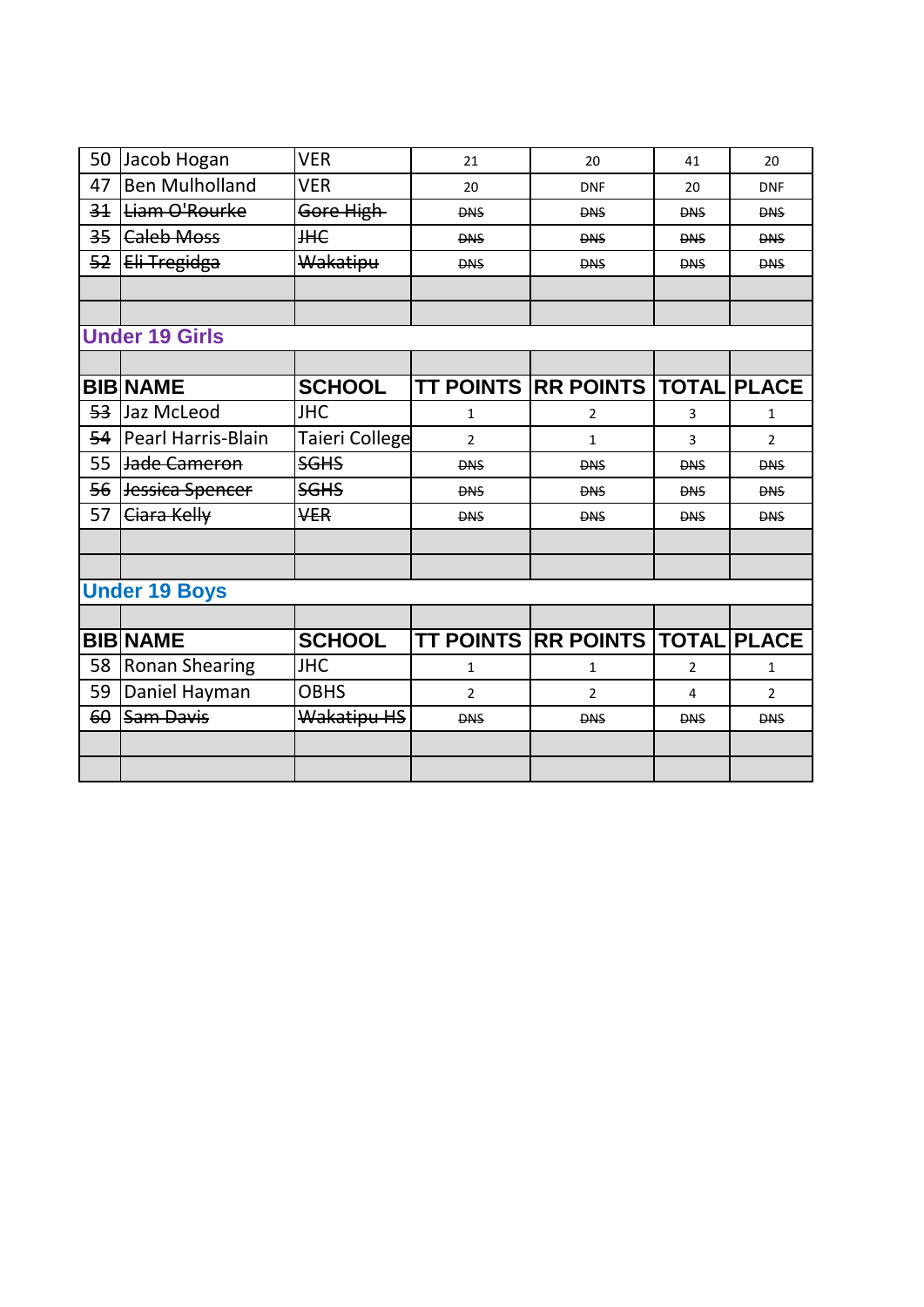| | | | | | | |
|---|---|---|---|---|---|---|
| 50 | Jacob Hogan | VER | 21 | 20 | 41 | 20 |
| 47 | Ben Mulholland | VER | 20 | DNF | 20 | DNF |
| ~~31~~ | ~~Liam O'Rourke~~ | ~~Gore High~~ | ~~DNS~~ | ~~DNS~~ | ~~DNS~~ | ~~DNS~~ |
| ~~35~~ | ~~Caleb Moss~~ | ~~JHC~~ | ~~DNS~~ | ~~DNS~~ | ~~DNS~~ | ~~DNS~~ |
| ~~52~~ | ~~Eli Tregidga~~ | ~~Wakatipu~~ | ~~DNS~~ | ~~DNS~~ | ~~DNS~~ | ~~DNS~~ |

## Under 19 Girls

| BIB | NAME | SCHOOL | TT POINTS | RR POINTS | TOTAL | PLACE |
|---|---|---|---|---|---|---|
| ~~53~~ | Jaz McLeod | JHC | 1 | 2 | 3 | 1 |
| ~~54~~ | Pearl Harris-Blain | Taieri College | 2 | 1 | 3 | 2 |
| 55 | ~~Jade Cameron~~ | ~~SGHS~~ | ~~DNS~~ | ~~DNS~~ | ~~DNS~~ | ~~DNS~~ |
| ~~56~~ | ~~Jessica Spencer~~ | ~~SGHS~~ | ~~DNS~~ | ~~DNS~~ | ~~DNS~~ | ~~DNS~~ |
| 57 | ~~Ciara Kelly~~ | ~~VER~~ | ~~DNS~~ | ~~DNS~~ | ~~DNS~~ | ~~DNS~~ |

## Under 19 Boys

| BIB | NAME | SCHOOL | TT POINTS | RR POINTS | TOTAL | PLACE |
|---|---|---|---|---|---|---|
| 58 | Ronan Shearing | JHC | 1 | 1 | 2 | 1 |
| 59 | Daniel Hayman | OBHS | 2 | 2 | 4 | 2 |
| ~~60~~ | ~~Sam Davis~~ | ~~Wakatipu HS~~ | ~~DNS~~ | ~~DNS~~ | ~~DNS~~ | ~~DNS~~ |